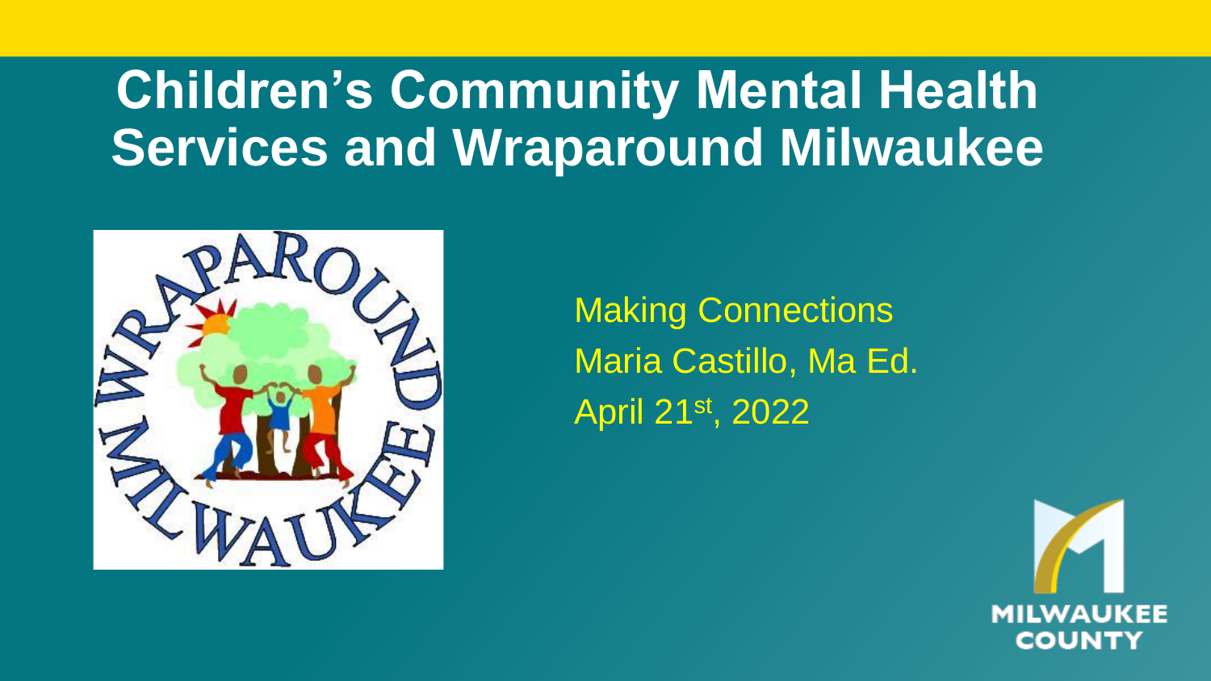# Children's Community Mental Health Services and Wraparound Milwaukee

Making Connections

Maria Castillo, Ma Ed.

April 21st, 2022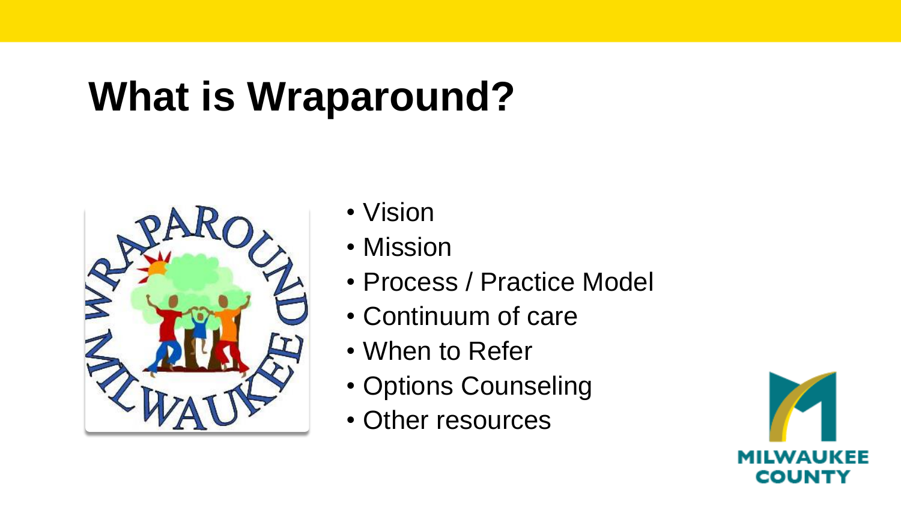# What is Wraparound?

- Vision
- Mission
- Process / Practice Model
- Continuum of care
- When to Refer
- Options Counseling
- Other resources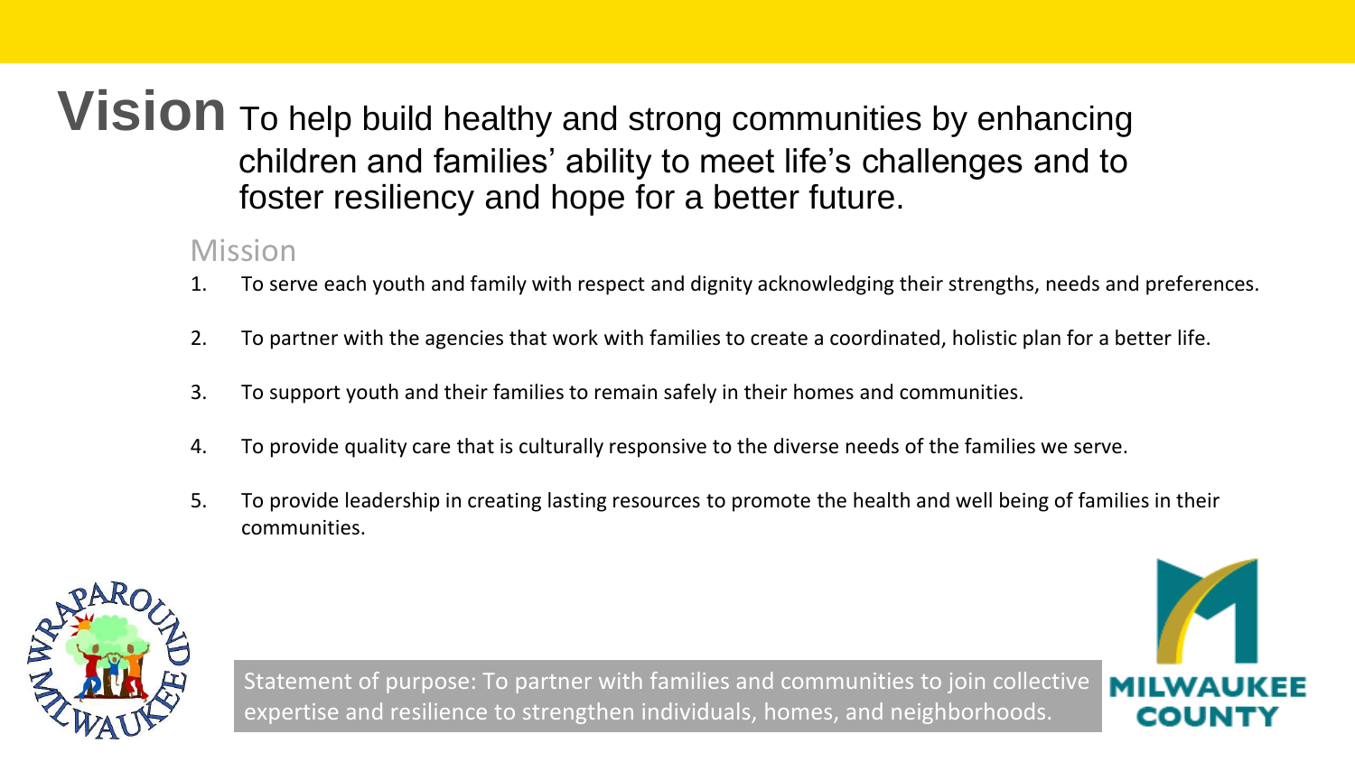# Vision

To help build healthy and strong communities by enhancing children and families' ability to meet life's challenges and to foster resiliency and hope for a better future.

## Mission

1. To serve each youth and family with respect and dignity acknowledging their strengths, needs and preferences.
2. To partner with the agencies that work with families to create a coordinated, holistic plan for a better life.
3. To support youth and their families to remain safely in their homes and communities.
4. To provide quality care that is culturally responsive to the diverse needs of the families we serve.
5. To provide leadership in creating lasting resources to promote the health and well being of families in their communities.

Statement of purpose: To partner with families and communities to join collective expertise and resilience to strengthen individuals, homes, and neighborhoods.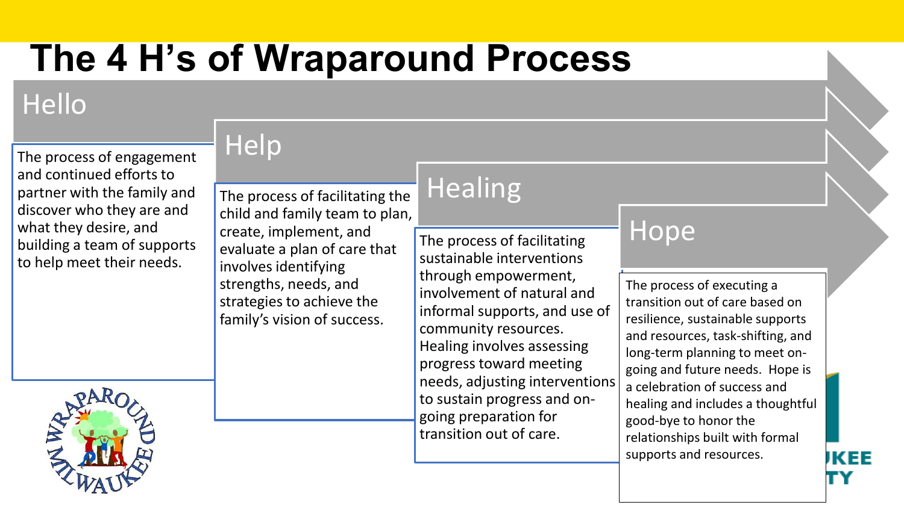# The 4 H's of Wraparound Process

## Hello

The process of engagement and continued efforts to partner with the family and discover who they are and what they desire, and building a team of supports to help meet their needs.

## Help

The process of facilitating the child and family team to plan, create, implement, and evaluate a plan of care that involves identifying strengths, needs, and strategies to achieve the family's vision of success.

## Healing

The process of facilitating sustainable interventions through empowerment, involvement of natural and informal supports, and use of community resources. Healing involves assessing progress toward meeting needs, adjusting interventions to sustain progress and on-going preparation for transition out of care.

## Hope

The process of executing a transition out of care based on resilience, sustainable supports and resources, task-shifting, and long-term planning to meet on-going and future needs. Hope is a celebration of success and healing and includes a thoughtful good-bye to honor the relationships built with formal supports and resources.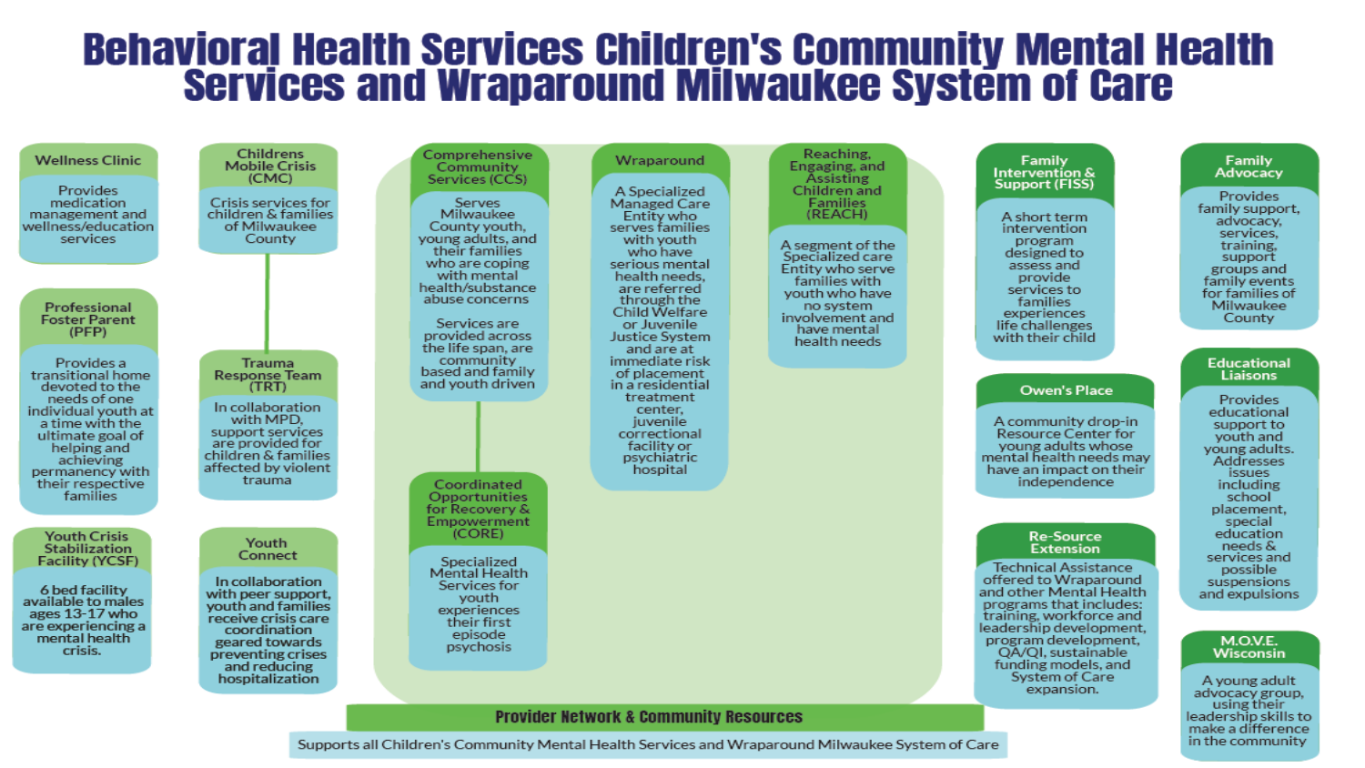# Behavioral Health Services Children's Community Mental Health Services and Wraparound Milwaukee System of Care

### Wellness Clinic

Provides medication management and wellness/education services

### Professional Foster Parent (PFP)

Provides a transitional home devoted to the needs of one individual youth at a time with the ultimate goal of helping and achieving permanency with their respective families

### Youth Crisis Stabilization Facility (YCSF)

6 bed facility available to males ages 13-17 who are experiencing a mental health crisis.

### Childrens Mobile Crisis (CMC)

Crisis services for children & families of Milwaukee County

### Trauma Response Team (TRT)

In collaboration with MPD, support services are provided for children & families affected by violent trauma

### Youth Connect

In collaboration with peer support, youth and families receive crisis care coordination geared towards preventing crises and reducing hospitalization

### Comprehensive Community Services (CCS)

Serves Milwaukee County youth, young adults, and their families who are coping with mental health/substance abuse concerns

Services are provided across the life span, are community based and family and youth driven

### Coordinated Opportunities for Recovery & Empowerment (CORE)

Specialized Mental Health Services for youth experiences their first episode psychosis

### Wraparound

A Specialized Managed Care Entity who serves families with youth who have serious mental health needs, are referred through the Child Welfare or Juvenile Justice System and are at immediate risk of placement in a residential treatment center, juvenile correctional facility or psychiatric hospital

### Reaching, Engaging, and Assisting Children and Families (REACH)

A segment of the Specialized care Entity who serve families with youth who have no system involvement and have mental health needs

### Family Intervention & Support (FISS)

A short term intervention program designed to assess and provide services to families experiences life challenges with their child

### Owen's Place

A community drop-in Resource Center for young adults whose mental health needs may have an impact on their independence

### Re-Source Extension

Technical Assistance offered to Wraparound and other Mental Health programs that includes: training, workforce and leadership development, program development, QA/QI, sustainable funding models, and System of Care expansion.

### Family Advocacy

Provides family support, advocacy, services, training, support groups and family events for families of Milwaukee County

### Educational Liaisons

Provides educational support to youth and young adults. Addresses issues including school placement, special education needs & services and possible suspensions and expulsions

### M.O.V.E. Wisconsin

A young adult advocacy group, using their leadership skills to make a difference in the community

### Provider Network & Community Resources

Supports all Children's Community Mental Health Services and Wraparound Milwaukee System of Care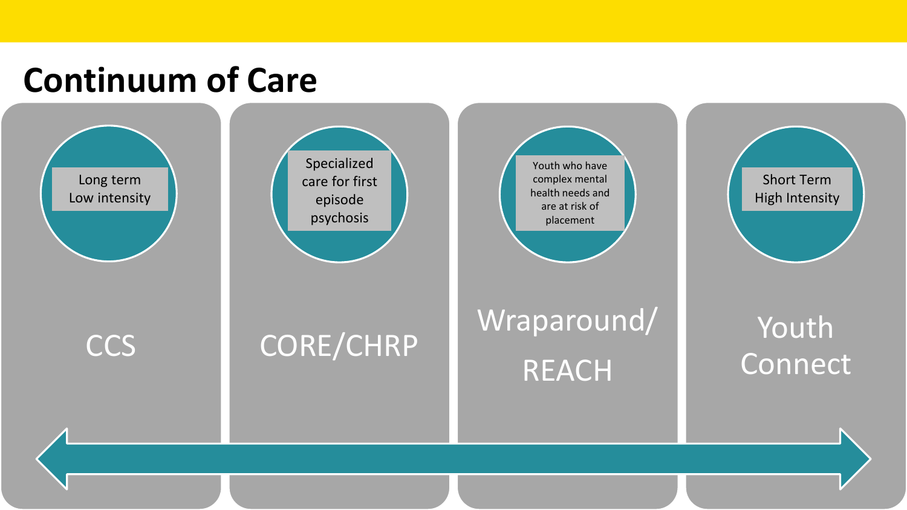# Continuum of Care

- **CCS** — Long term, Low intensity
- **CORE/CHRP** — Specialized care for first episode psychosis
- **Wraparound/ REACH** — Youth who have complex mental health needs and are at risk of placement
- **Youth Connect** — Short Term, High Intensity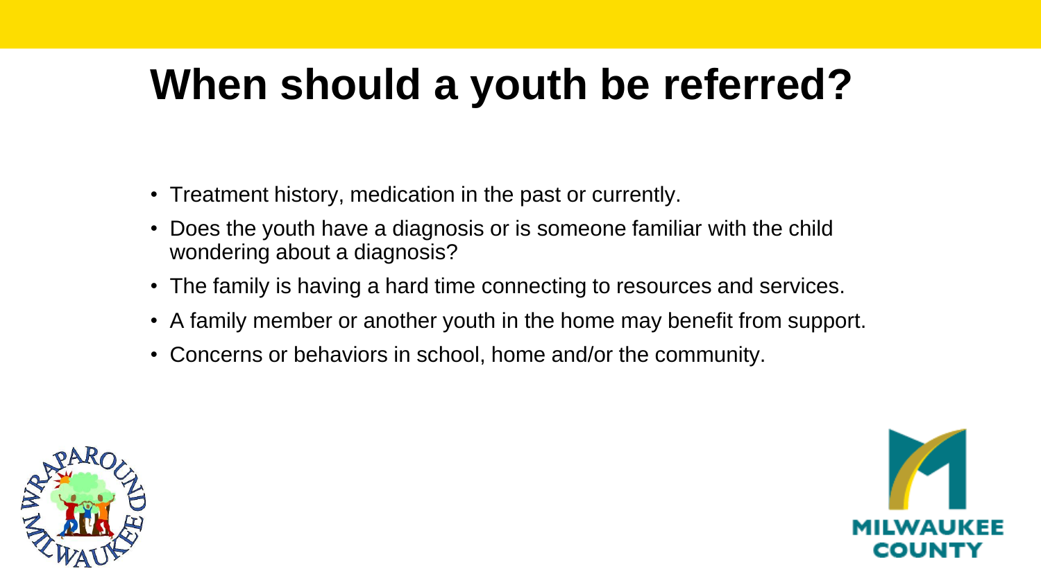# When should a youth be referred?

- Treatment history, medication in the past or currently.
- Does the youth have a diagnosis or is someone familiar with the child wondering about a diagnosis?
- The family is having a hard time connecting to resources and services.
- A family member or another youth in the home may benefit from support.
- Concerns or behaviors in school, home and/or the community.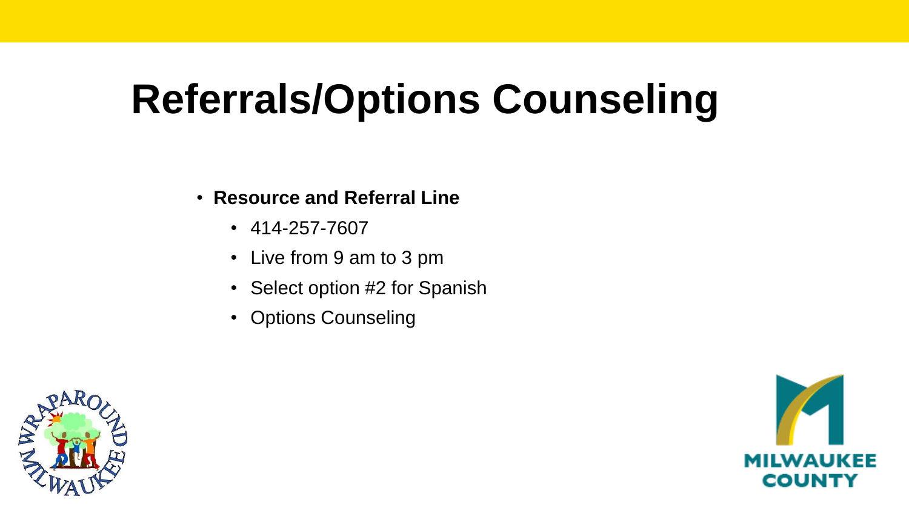# Referrals/Options Counseling

- **Resource and Referral Line**
  - 414-257-7607
  - Live from 9 am to 3 pm
  - Select option #2 for Spanish
  - Options Counseling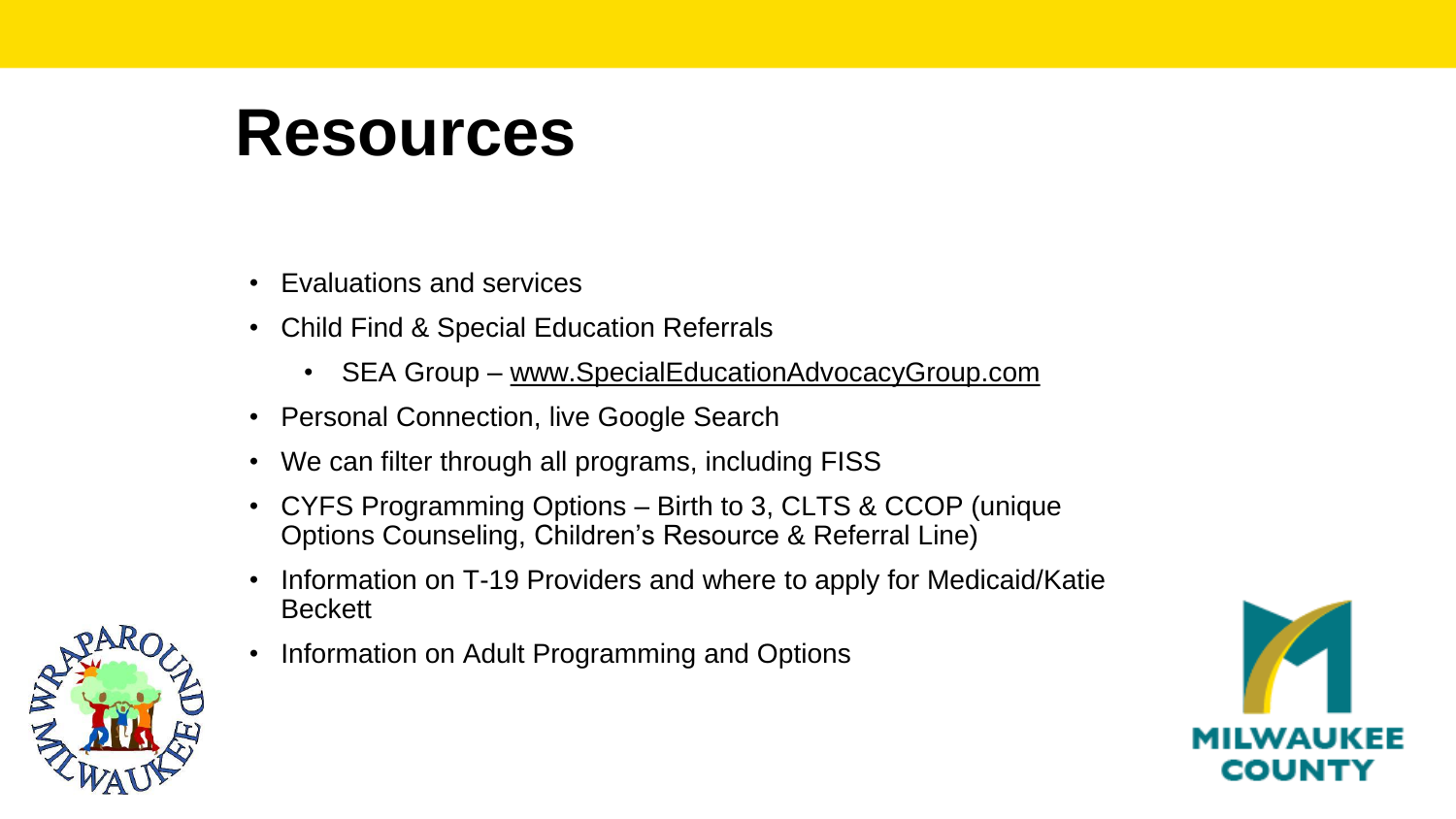# Resources

- Evaluations and services
- Child Find & Special Education Referrals
  - SEA Group – www.SpecialEducationAdvocacyGroup.com
- Personal Connection, live Google Search
- We can filter through all programs, including FISS
- CYFS Programming Options – Birth to 3, CLTS & CCOP (unique Options Counseling, Children's Resource & Referral Line)
- Information on T-19 Providers and where to apply for Medicaid/Katie Beckett
- Information on Adult Programming and Options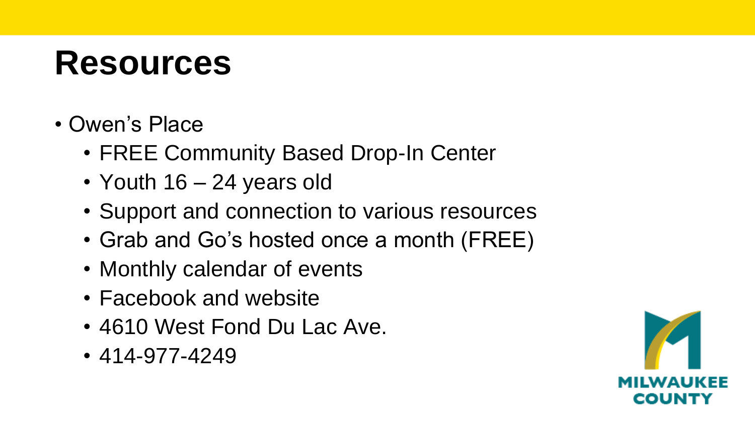# Resources

- Owen's Place
  - FREE Community Based Drop-In Center
  - Youth 16 – 24 years old
  - Support and connection to various resources
  - Grab and Go's hosted once a month (FREE)
  - Monthly calendar of events
  - Facebook and website
  - 4610 West Fond Du Lac Ave.
  - 414-977-4249

MILWAUKEE COUNTY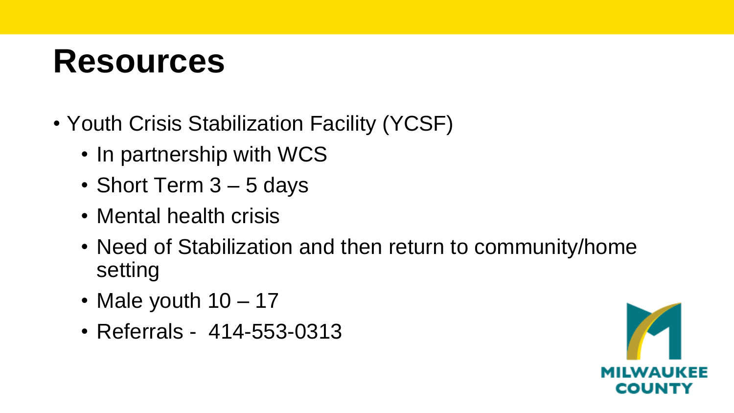# Resources

- Youth Crisis Stabilization Facility (YCSF)
  - In partnership with WCS
  - Short Term 3 – 5 days
  - Mental health crisis
  - Need of Stabilization and then return to community/home setting
  - Male youth 10 – 17
  - Referrals - 414-553-0313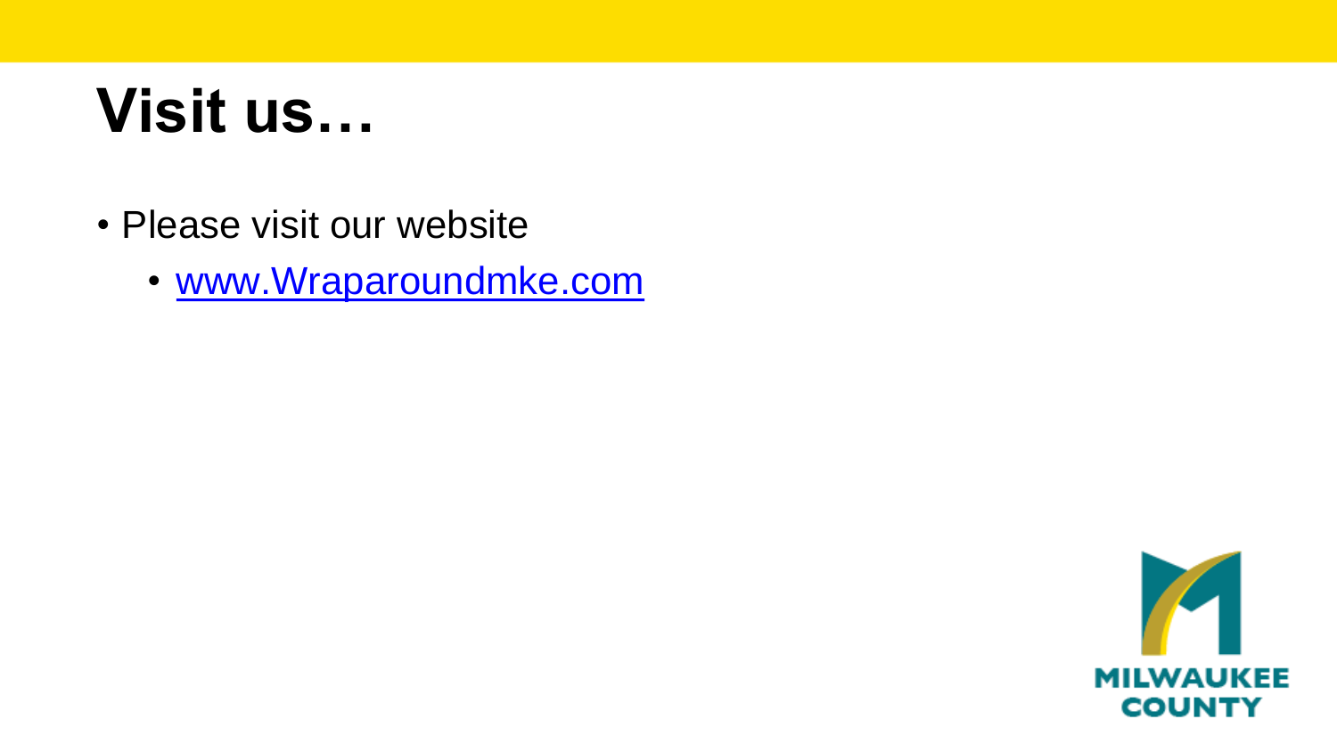# Visit us…

- Please visit our website
  - www.Wraparoundmke.com

MILWAUKEE COUNTY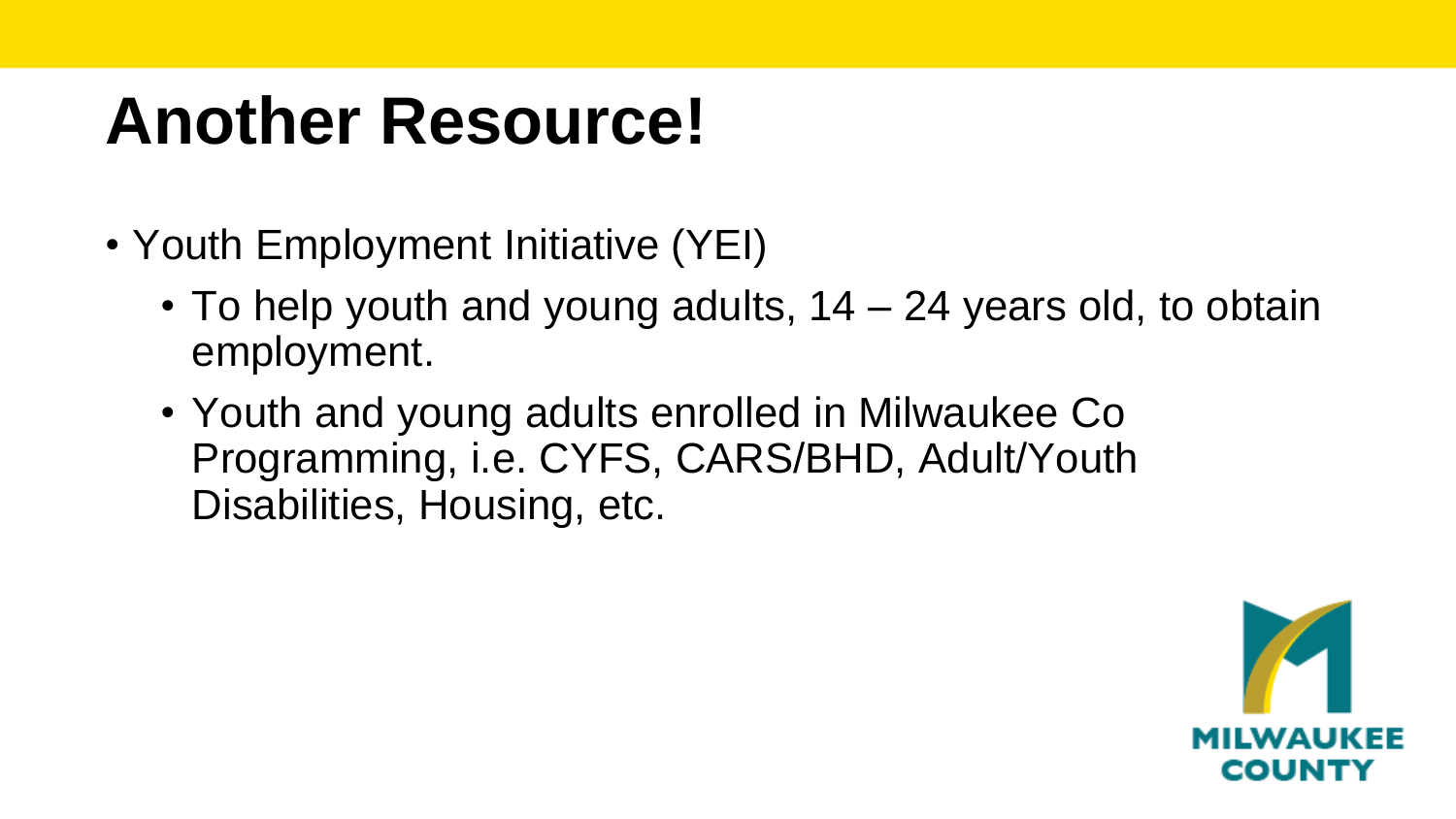# Another Resource!

- Youth Employment Initiative (YEI)
  - To help youth and young adults, 14 – 24 years old, to obtain employment.
  - Youth and young adults enrolled in Milwaukee Co Programming, i.e. CYFS, CARS/BHD, Adult/Youth Disabilities, Housing, etc.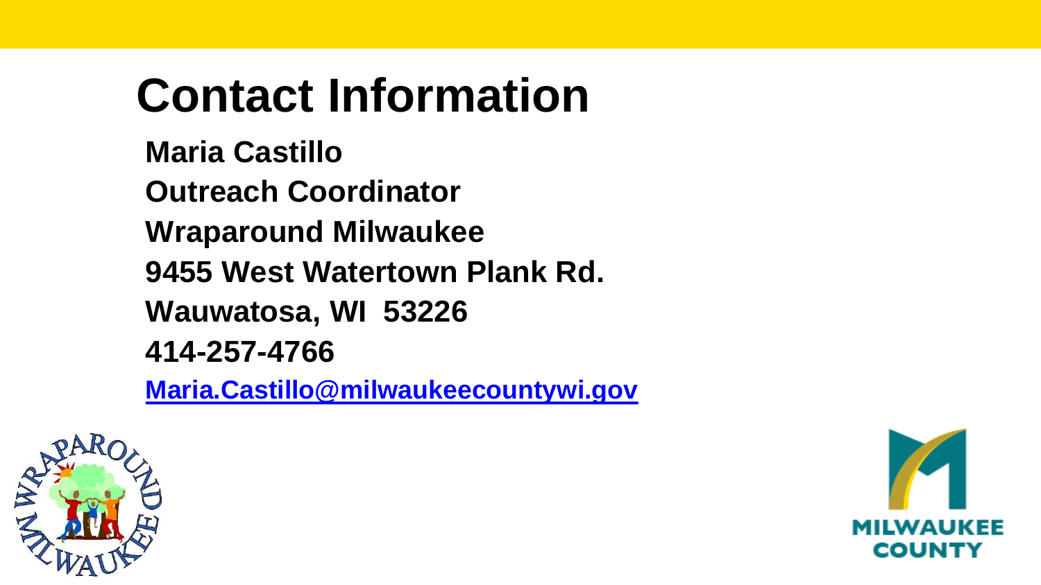# Contact Information

**Maria Castillo**

**Outreach Coordinator**

**Wraparound Milwaukee**

**9455 West Watertown Plank Rd.**

**Wauwatosa, WI 53226**

**414-257-4766**

**Maria.Castillo@milwaukeecountywi.gov**